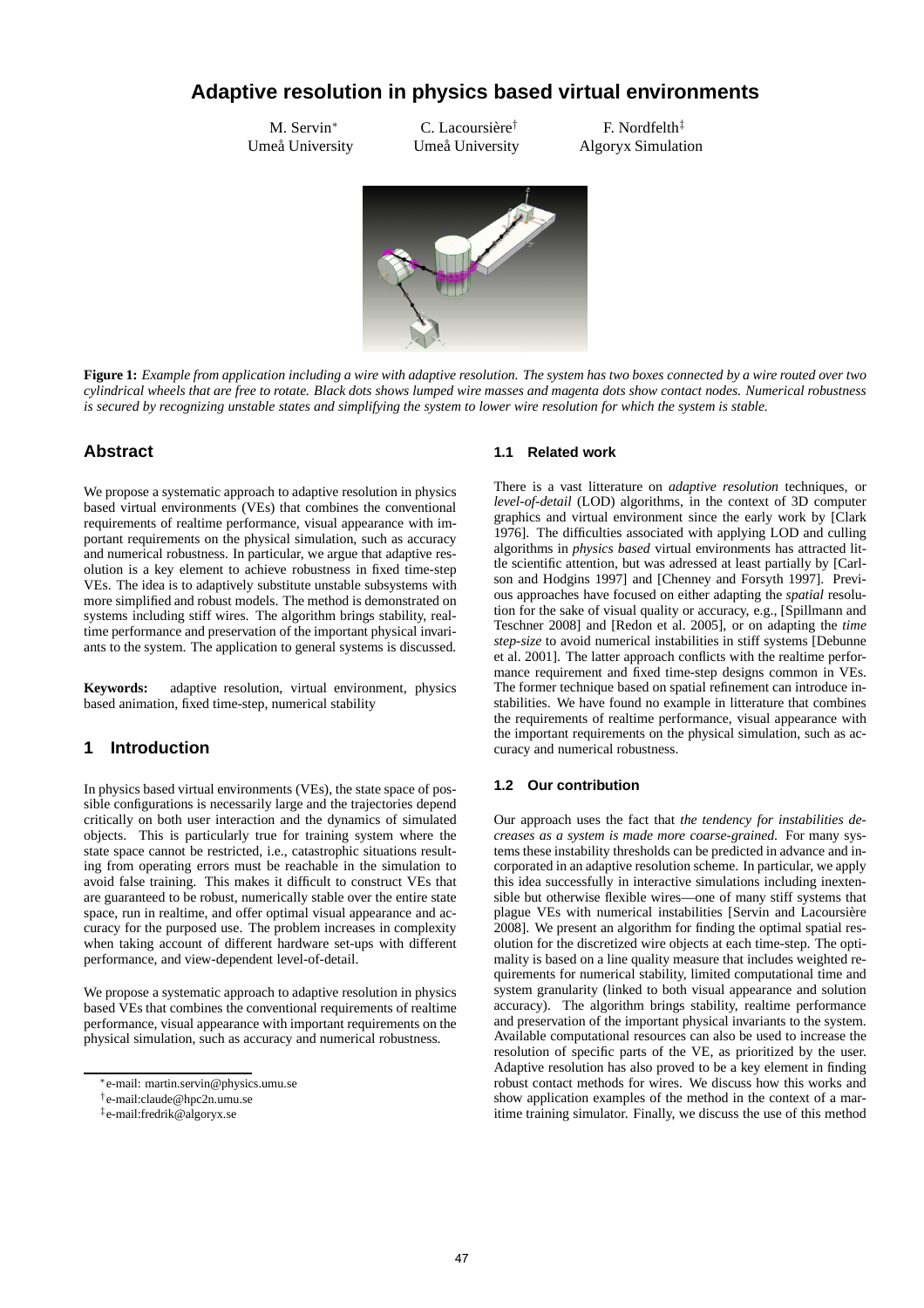# Adaptive resolution in physics based virtual environments

M. Servin*
Umeå University

C. Lacoursière†
Umeå University

F. Nordfelth‡
Algoryx Simulation

**Figure 1:** *Example from application including a wire with adaptive resolution. The system has two boxes connected by a wire routed over two cylindrical wheels that are free to rotate. Black dots shows lumped wire masses and magenta dots show contact nodes. Numerical robustness is secured by recognizing unstable states and simplifying the system to lower wire resolution for which the system is stable.*

## Abstract

We propose a systematic approach to adaptive resolution in physics based virtual environments (VEs) that combines the conventional requirements of realtime performance, visual appearance with important requirements on the physical simulation, such as accuracy and numerical robustness. In particular, we argue that adaptive resolution is a key element to achieve robustness in fixed time-step VEs. The idea is to adaptively substitute unstable subsystems with more simplified and robust models. The method is demonstrated on systems including stiff wires. The algorithm brings stability, realtime performance and preservation of the important physical invariants to the system. The application to general systems is discussed.

**Keywords:** adaptive resolution, virtual environment, physics based animation, fixed time-step, numerical stability

## 1 Introduction

In physics based virtual environments (VEs), the state space of possible configurations is necessarily large and the trajectories depend critically on both user interaction and the dynamics of simulated objects. This is particularly true for training system where the state space cannot be restricted, i.e., catastrophic situations resulting from operating errors must be reachable in the simulation to avoid false training. This makes it difficult to construct VEs that are guaranteed to be robust, numerically stable over the entire state space, run in realtime, and offer optimal visual appearance and accuracy for the purposed use. The problem increases in complexity when taking account of different hardware set-ups with different performance, and view-dependent level-of-detail.

We propose a systematic approach to adaptive resolution in physics based VEs that combines the conventional requirements of realtime performance, visual appearance with important requirements on the physical simulation, such as accuracy and numerical robustness.

### 1.1 Related work

There is a vast litterature on *adaptive resolution* techniques, or *level-of-detail* (LOD) algorithms, in the context of 3D computer graphics and virtual environment since the early work by [Clark 1976]. The difficulties associated with applying LOD and culling algorithms in *physics based* virtual environments has attracted little scientific attention, but was adressed at least partially by [Carlson and Hodgins 1997] and [Chenney and Forsyth 1997]. Previous approaches have focused on either adapting the *spatial* resolution for the sake of visual quality or accuracy, e.g., [Spillmann and Teschner 2008] and [Redon et al. 2005], or on adapting the *time step-size* to avoid numerical instabilities in stiff systems [Debunne et al. 2001]. The latter approach conflicts with the realtime performance requirement and fixed time-step designs common in VEs. The former technique based on spatial refinement can introduce instabilities. We have found no example in litterature that combines the requirements of realtime performance, visual appearance with the important requirements on the physical simulation, such as accuracy and numerical robustness.

### 1.2 Our contribution

Our approach uses the fact that *the tendency for instabilities decreases as a system is made more coarse-grained*. For many systems these instability thresholds can be predicted in advance and incorporated in an adaptive resolution scheme. In particular, we apply this idea successfully in interactive simulations including inextensible but otherwise flexible wires—one of many stiff systems that plague VEs with numerical instabilities [Servin and Lacoursière 2008]. We present an algorithm for finding the optimal spatial resolution for the discretized wire objects at each time-step. The optimality is based on a line quality measure that includes weighted requirements for numerical stability, limited computational time and system granularity (linked to both visual appearance and solution accuracy). The algorithm brings stability, realtime performance and preservation of the important physical invariants to the system. Available computational resources can also be used to increase the resolution of specific parts of the VE, as prioritized by the user. Adaptive resolution has also proved to be a key element in finding robust contact methods for wires. We discuss how this works and show application examples of the method in the context of a maritime training simulator. Finally, we discuss the use of this method

*e-mail: martin.servin@physics.umu.se

†e-mail:claude@hpc2n.umu.se

‡e-mail:fredrik@algoryx.se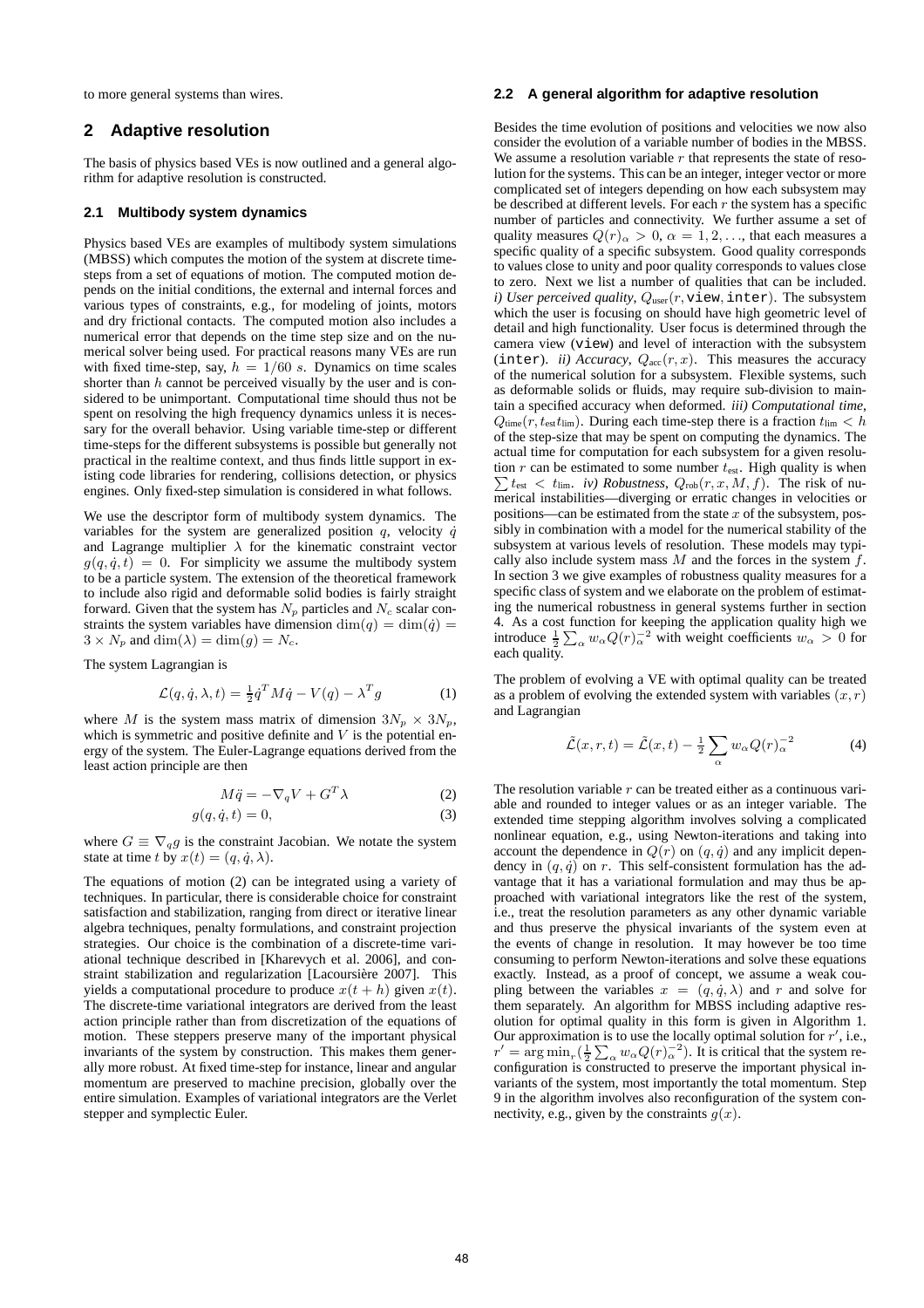to more general systems than wires.

## 2 Adaptive resolution

The basis of physics based VEs is now outlined and a general algorithm for adaptive resolution is constructed.

### 2.1 Multibody system dynamics

Physics based VEs are examples of multibody system simulations (MBSS) which computes the motion of the system at discrete timesteps from a set of equations of motion. The computed motion depends on the initial conditions, the external and internal forces and various types of constraints, e.g., for modeling of joints, motors and dry frictional contacts. The computed motion also includes a numerical error that depends on the time step size and on the numerical solver being used. For practical reasons many VEs are run with fixed time-step, say, $h = 1/60\ s$. Dynamics on time scales shorter than $h$ cannot be perceived visually by the user and is considered to be unimportant. Computational time should thus not be spent on resolving the high frequency dynamics unless it is necessary for the overall behavior. Using variable time-step or different time-steps for the different subsystems is possible but generally not practical in the realtime context, and thus finds little support in existing code libraries for rendering, collisions detection, or physics engines. Only fixed-step simulation is considered in what follows.

We use the descriptor form of multibody system dynamics. The variables for the system are generalized position $q$, velocity $\dot{q}$ and Lagrange multiplier $\lambda$ for the kinematic constraint vector $g(q, \dot{q}, t) = 0$. For simplicity we assume the multibody system to be a particle system. The extension of the theoretical framework to include also rigid and deformable solid bodies is fairly straight forward. Given that the system has $N_p$ particles and $N_c$ scalar constraints the system variables have dimension $\dim(q) = \dim(\dot{q}) = 3 \times N_p$ and $\dim(\lambda) = \dim(g) = N_c$.

The system Lagrangian is

$$\mathcal{L}(q, \dot{q}, \lambda, t) = \tfrac{1}{2}\dot{q}^T M \dot{q} - V(q) - \lambda^T g \tag{1}$$

where $M$ is the system mass matrix of dimension $3N_p \times 3N_p$, which is symmetric and positive definite and $V$ is the potential energy of the system. The Euler-Lagrange equations derived from the least action principle are then

$$M\ddot{q} = -\nabla_q V + G^T \lambda \tag{2}$$

$$g(q, \dot{q}, t) = 0, \tag{3}$$

where $G \equiv \nabla_q g$ is the constraint Jacobian. We notate the system state at time $t$ by $x(t) = (q, \dot{q}, \lambda)$.

The equations of motion (2) can be integrated using a variety of techniques. In particular, there is considerable choice for constraint satisfaction and stabilization, ranging from direct or iterative linear algebra techniques, penalty formulations, and constraint projection strategies. Our choice is the combination of a discrete-time variational technique described in [Kharevych et al. 2006], and constraint stabilization and regularization [Lacoursière 2007]. This yields a computational procedure to produce $x(t + h)$ given $x(t)$. The discrete-time variational integrators are derived from the least action principle rather than from discretization of the equations of motion. These steppers preserve many of the important physical invariants of the system by construction. This makes them generally more robust. At fixed time-step for instance, linear and angular momentum are preserved to machine precision, globally over the entire simulation. Examples of variational integrators are the Verlet stepper and symplectic Euler.

### 2.2 A general algorithm for adaptive resolution

Besides the time evolution of positions and velocities we now also consider the evolution of a variable number of bodies in the MBSS. We assume a resolution variable $r$ that represents the state of resolution for the systems. This can be an integer, integer vector or more complicated set of integers depending on how each subsystem may be described at different levels. For each $r$ the system has a specific number of particles and connectivity. We further assume a set of quality measures $Q(r)_\alpha > 0$, $\alpha = 1, 2, \ldots$, that each measures a specific quality of a specific subsystem. Good quality corresponds to values close to unity and poor quality corresponds to values close to zero. Next we list a number of qualities that can be included. *i) User perceived quality*, $Q_{\text{user}}(r, \texttt{view}, \texttt{inter})$. The subsystem which the user is focusing on should have high geometric level of detail and high functionality. User focus is determined through the camera view (`view`) and level of interaction with the subsystem (`inter`). *ii) Accuracy*, $Q_{\text{acc}}(r, x)$. This measures the accuracy of the numerical solution for a subsystem. Flexible systems, such as deformable solids or fluids, may require sub-division to maintain a specified accuracy when deformed. *iii) Computational time*, $Q_{\text{time}}(r, t_{\text{est}} t_{\text{lim}})$. During each time-step there is a fraction $t_{\text{lim}} < h$ of the step-size that may be spent on computing the dynamics. The actual time for computation for each subsystem for a given resolution $r$ can be estimated to some number $t_{\text{est}}$. High quality is when $\sum t_{\text{est}} < t_{\text{lim}}$. *iv) Robustness*, $Q_{\text{rob}}(r, x, M, f)$. The risk of numerical instabilities—diverging or erratic changes in velocities or positions—can be estimated from the state $x$ of the subsystem, possibly in combination with a model for the numerical stability of the subsystem at various levels of resolution. These models may typically also include system mass $M$ and the forces in the system $f$. In section 3 we give examples of robustness quality measures for a specific class of system and we elaborate on the problem of estimating the numerical robustness in general systems further in section 4. As a cost function for keeping the application quality high we introduce $\frac{1}{2}\sum_\alpha w_\alpha Q(r)_\alpha^{-2}$ with weight coefficients $w_\alpha > 0$ for each quality.

The problem of evolving a VE with optimal quality can be treated as a problem of evolving the extended system with variables $(x, r)$ and Lagrangian

$$\tilde{\mathcal{L}}(x, r, t) = \tilde{\mathcal{L}}(x, t) - \tfrac{1}{2}\sum_\alpha w_\alpha Q(r)_\alpha^{-2} \tag{4}$$

The resolution variable $r$ can be treated either as a continuous variable and rounded to integer values or as an integer variable. The extended time stepping algorithm involves solving a complicated nonlinear equation, e.g., using Newton-iterations and taking into account the dependence in $Q(r)$ on $(q, \dot{q})$ and any implicit dependency in $(q, \dot{q})$ on $r$. This self-consistent formulation has the advantage that it has a variational formulation and may thus be approached with variational integrators like the rest of the system, i.e., treat the resolution parameters as any other dynamic variable and thus preserve the physical invariants of the system even at the events of change in resolution. It may however be too time consuming to perform Newton-iterations and solve these equations exactly. Instead, as a proof of concept, we assume a weak coupling between the variables $x = (q, \dot{q}, \lambda)$ and $r$ and solve for them separately. An algorithm for MBSS including adaptive resolution for optimal quality in this form is given in Algorithm 1. Our approximation is to use the locally optimal solution for $r'$, i.e., $r' = \arg\min_r(\frac{1}{2}\sum_\alpha w_\alpha Q(r)_\alpha^{-2})$. It is critical that the system reconfiguration is constructed to preserve the important physical invariants of the system, most importantly the total momentum. Step 9 in the algorithm involves also reconfiguration of the system connectivity, e.g., given by the constraints $g(x)$.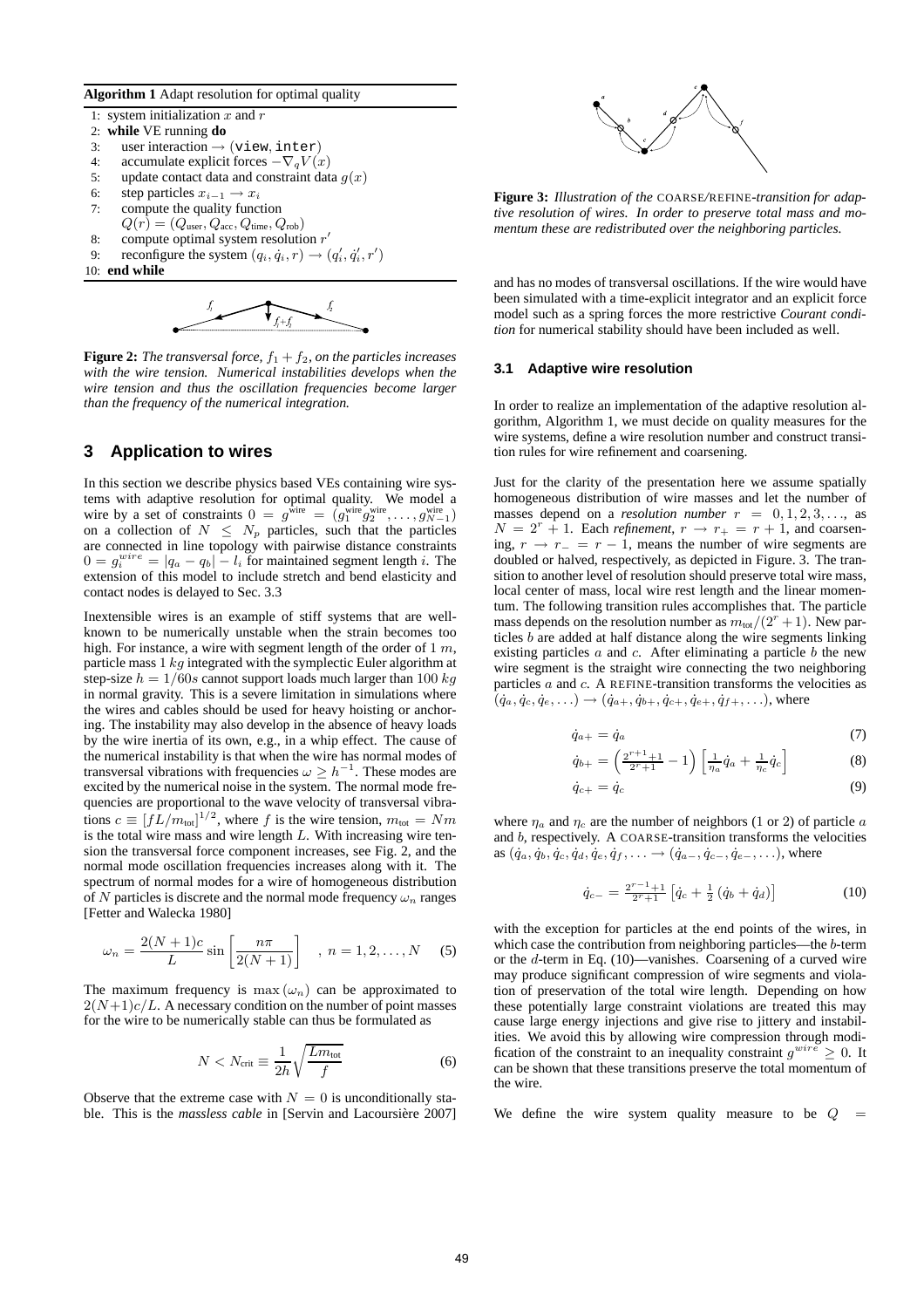**Algorithm 1** Adapt resolution for optimal quality

1: system initialization $x$ and $r$
2: **while** VE running **do**
3: user interaction $\rightarrow$ (`view`, `inter`)
4: accumulate explicit forces $-\nabla_q V(x)$
5: update contact data and constraint data $g(x)$
6: step particles $x_{i-1} \rightarrow x_i$
7: compute the quality function $Q(r) = (Q_{\text{user}}, Q_{\text{acc}}, Q_{\text{time}}, Q_{\text{rob}})$
8: compute optimal system resolution $r'$
9: reconfigure the system $(q_i, \dot{q}_i, r) \rightarrow (q_i', \dot{q}_i', r')$
10: **end while**

**Figure 2:** *The transversal force, $f_1 + f_2$, on the particles increases with the wire tension. Numerical instabilities develops when the wire tension and thus the oscillation frequencies become larger than the frequency of the numerical integration.*

## 3 Application to wires

In this section we describe physics based VEs containing wire systems with adaptive resolution for optimal quality. We model a wire by a set of constraints $0 = g^{\text{wire}} = (g_1^{\text{wire}} g_2^{\text{wire}}, \ldots, g_{N-1}^{\text{wire}})$ on a collection of $N \leq N_p$ particles, such that the particles are connected in line topology with pairwise distance constraints $0 = g_i^{wire} = |q_a - q_b| - l_i$ for maintained segment length $i$. The extension of this model to include stretch and bend elasticity and contact nodes is delayed to Sec. 3.3

Inextensible wires is an example of stiff systems that are well-known to be numerically unstable when the strain becomes too high. For instance, a wire with segment length of the order of 1 $m$, particle mass 1 $kg$ integrated with the symplectic Euler algorithm at step-size $h = 1/60s$ cannot support loads much larger than 100 $kg$ in normal gravity. This is a severe limitation in simulations where the wires and cables should be used for heavy hoisting or anchoring. The instability may also develop in the absence of heavy loads by the wire inertia of its own, e.g., in a whip effect. The cause of the numerical instability is that when the wire has normal modes of transversal vibrations with frequencies $\omega \geq h^{-1}$. These modes are excited by the numerical noise in the system. The normal mode frequencies are proportional to the wave velocity of transversal vibrations $c \equiv [fL/m_{\text{tot}}]^{1/2}$, where $f$ is the wire tension, $m_{\text{tot}} = Nm$ is the total wire mass and wire length $L$. With increasing wire tension the transversal force component increases, see Fig. 2, and the normal mode oscillation frequencies increases along with it. The spectrum of normal modes for a wire of homogeneous distribution of $N$ particles is discrete and the normal mode frequency $\omega_n$ ranges [Fetter and Walecka 1980]

$$\omega_n = \frac{2(N+1)c}{L} \sin\left[\frac{n\pi}{2(N+1)}\right] \quad , \; n = 1, 2, \ldots, N \tag{5}$$

The maximum frequency is $\max(\omega_n)$ can be approximated to $2(N+1)c/L$. A necessary condition on the number of point masses for the wire to be numerically stable can thus be formulated as

$$N < N_{\text{crit}} \equiv \frac{1}{2h}\sqrt{\frac{Lm_{\text{tot}}}{f}} \tag{6}$$

Observe that the extreme case with $N = 0$ is unconditionally stable. This is the *massless cable* in [Servin and Lacoursière 2007] and has no modes of transversal oscillations. If the wire would have been simulated with a time-explicit integrator and an explicit force model such as a spring forces the more restrictive *Courant condition* for numerical stability should have been included as well.

**Figure 3:** *Illustration of the* COARSE/REFINE*-transition for adaptive resolution of wires. In order to preserve total mass and momentum these are redistributed over the neighboring particles.*

### 3.1 Adaptive wire resolution

In order to realize an implementation of the adaptive resolution algorithm, Algorithm 1, we must decide on quality measures for the wire systems, define a wire resolution number and construct transition rules for wire refinement and coarsening.

Just for the clarity of the presentation here we assume spatially homogeneous distribution of wire masses and let the number of masses depend on a *resolution number* $r = 0, 1, 2, 3, \ldots$, as $N = 2^r + 1$. Each *refinement*, $r \rightarrow r_+ = r + 1$, and coarsening, $r \rightarrow r_- = r - 1$, means the number of wire segments are doubled or halved, respectively, as depicted in Figure. 3. The transition to another level of resolution should preserve total wire mass, local center of mass, local wire rest length and the linear momentum. The following transition rules accomplishes that. The particle mass depends on the resolution number as $m_{\text{tot}}/(2^r + 1)$. New particles $b$ are added at half distance along the wire segments linking existing particles $a$ and $c$. After eliminating a particle $b$ the new wire segment is the straight wire connecting the two neighboring particles $a$ and $c$. A REFINE-transition transforms the velocities as $(\dot{q}_a, \dot{q}_c, \dot{q}_e, \ldots) \rightarrow (\dot{q}_{a+}, \dot{q}_{b+}, \dot{q}_{c+}, \dot{q}_{e+}, \dot{q}_{f+}, \ldots)$, where

$$\dot{q}_{a+} = \dot{q}_a \tag{7}$$

$$\dot{q}_{b+} = \left(\frac{2^{r+1}+1}{2^r+1} - 1\right)\left[\frac{1}{\eta_a}\dot{q}_a + \frac{1}{\eta_c}\dot{q}_c\right] \tag{8}$$

$$\dot{q}_{c+} = \dot{q}_c \tag{9}$$

where $\eta_a$ and $\eta_c$ are the number of neighbors (1 or 2) of particle $a$ and $b$, respectively. A COARSE-transition transforms the velocities as $(\dot{q}_a, \dot{q}_b, \dot{q}_c, \dot{q}_d, \dot{q}_e, \dot{q}_f, \ldots \rightarrow (\dot{q}_{a-}, \dot{q}_{c-}, \dot{q}_{e-}, \ldots)$, where

$$\dot{q}_{c-} = \frac{2^{r-1}+1}{2^r+1}\left[\dot{q}_c + \frac{1}{2}(\dot{q}_b + \dot{q}_d)\right] \tag{10}$$

with the exception for particles at the end points of the wires, in which case the contribution from neighboring particles—the $b$-term or the $d$-term in Eq. (10)—vanishes. Coarsening of a curved wire may produce significant compression of wire segments and violation of preservation of the total wire length. Depending on how these potentially large constraint violations are treated this may cause large energy injections and give rise to jittery and instabilities. We avoid this by allowing wire compression through modification of the constraint to an inequality constraint $g^{wire} \geq 0$. It can be shown that these transitions preserve the total momentum of the wire.

We define the wire system quality measure to be $Q =$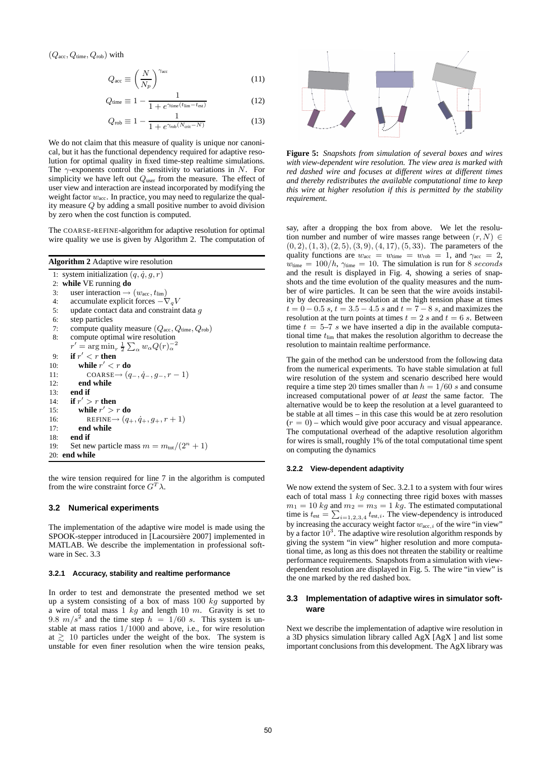$(Q_{\text{acc}}, Q_{\text{time}}, Q_{\text{rob}})$ with

$$Q_{\text{acc}} \equiv \left(\frac{N}{N_p}\right)^{\gamma_{\text{acc}}} \tag{11}$$

$$Q_{\text{time}} \equiv 1 - \frac{1}{1 + e^{\gamma_{\text{time}}(t_{\text{lim}} - t_{\text{est}})}} \tag{12}$$

$$Q_{\text{rob}} \equiv 1 - \frac{1}{1 + e^{\gamma_{\text{rob}}(N_{\text{crit}} - N)}} \tag{13}$$

We do not claim that this measure of quality is unique nor canonical, but it has the functional dependency required for adaptive resolution for optimal quality in fixed time-step realtime simulations. The $\gamma$-exponents control the sensitivity to variations in $N$. For simplicity we have left out $Q_{\text{user}}$ from the measure. The effect of user view and interaction are instead incorporated by modifying the weight factor $w_{\text{acc}}$. In practice, you may need to regularize the quality measure $Q$ by adding a small positive number to avoid division by zero when the cost function is computed.

The COARSE-REFINE-algorithm for adaptive resolution for optimal wire quality we use is given by Algorithm 2. The computation of

**Algorithm 2** Adaptive wire resolution

```
1:  system initialization (q, q̇, g, r)
2:  while VE running do
3:     user interaction → (w_acc, t_lim)
4:     accumulate explicit forces −∇_q V
5:     update contact data and constraint data g
6:     step particles
7:     compute quality measure (Q_acc, Q_time, Q_rob)
8:     compute optimal wire resolution
       r' = arg min_r ½ Σ_α w_α Q(r)_α^{-2}
9:     if r' < r then
10:       while r' < r do
11:          COARSE → (q_−, q̇_−, g_−, r − 1)
12:       end while
13:    end if
14:    if r' > r then
15:       while r' > r do
16:          REFINE → (q_+, q̇_+, g_+, r + 1)
17:       end while
18:    end if
19:    Set new particle mass m = m_tot/(2^n + 1)
20: end while
```

the wire tension required for line 7 in the algorithm is computed from the wire constraint force $G^T\lambda$.

### 3.2 Numerical experiments

The implementation of the adaptive wire model is made using the SPOOK-stepper introduced in [Lacoursière 2007] implemented in MATLAB. We describe the implementation in professional software in Sec. 3.3

#### 3.2.1 Accuracy, stability and realtime performance

In order to test and demonstrate the presented method we set up a system consisting of a box of mass $100\ kg$ supported by a wire of total mass $1\ kg$ and length $10\ m$. Gravity is set to $9.8\ m/s^2$ and the time step $h = 1/60\ s$. This system is unstable at mass ratios $1/1000$ and above, i.e., for wire resolution at $\gtrsim 10$ particles under the weight of the box. The system is unstable for even finer resolution when the wire tension peaks, say, after a dropping the box from above. We let the resolution number and number of wire masses range between $(r, N) \in (0, 2), (1, 3), (2, 5), (3, 9), (4, 17), (5, 33)$. The parameters of the quality functions are $w_{\text{acc}} = w_{\text{time}} = w_{\text{rob}} = 1$, and $\gamma_{\text{acc}} = 2$, $w_{\text{time}} = 100/h$, $\gamma_{\text{time}} = 10$. The simulation is run for $8\ seconds$ and the result is displayed in Fig. 4, showing a series of snapshots and the time evolution of the quality measures and the number of wire particles. It can be seen that the wire avoids instability by decreasing the resolution at the high tension phase at times $t = 0 - 0.5\ s$, $t = 3.5 - 4.5\ s$ and $t = 7 - 8\ s$, and maximizes the resolution at the turn points at times $t = 2\ s$ and $t = 6\ s$. Between time $t =$ 5–7 $s$ we have inserted a dip in the available computational time $t_{\text{lim}}$ that makes the resolution algorithm to decrease the resolution to maintain realtime performance.

The gain of the method can be understood from the following data from the numerical experiments. To have stable simulation at full wire resolution of the system and scenario described here would require a time step 20 times smaller than $h = 1/60\ s$ and consume increased computational power of *at least* the same factor. The alternative would be to keep the resolution at a level guaranteed to be stable at all times – in this case this would be at zero resolution ($r = 0$) – which would give poor accuracy and visual appearance. The computational overhead of the adaptive resolution algorithm for wires is small, roughly 1% of the total computational time spent on computing the dynamics

**Figure 5:** *Snapshots from simulation of several boxes and wires with view-dependent wire resolution. The view area is marked with red dashed wire and focuses at different wires at different times and thereby redistributes the available computational time to keep this wire at higher resolution if this is permitted by the stability requirement.*

#### 3.2.2 View-dependent adaptivity

We now extend the system of Sec. 3.2.1 to a system with four wires each of total mass $1\ kg$ connecting three rigid boxes with masses $m_1 = 10\ kg$ and $m_2 = m_3 = 1\ kg$. The estimated computational time is $t_{\text{est}} = \sum_{i=1,2,3,4} t_{\text{est},i}$. The view-dependency is introduced by increasing the accuracy weight factor $w_{\text{acc},i}$ of the wire "in view" by a factor $10^3$. The adaptive wire resolution algorithm responds by giving the system "in view" higher resolution and more computational time, as long as this does not threaten the stability or realtime performance requirements. Snapshots from a simulation with view-dependent resolution are displayed in Fig. 5. The wire "in view" is the one marked by the red dashed box.

### 3.3 Implementation of adaptive wires in simulator software

Next we describe the implementation of adaptive wire resolution in a 3D physics simulation library called AgX [AgX ] and list some important conclusions from this development. The AgX library was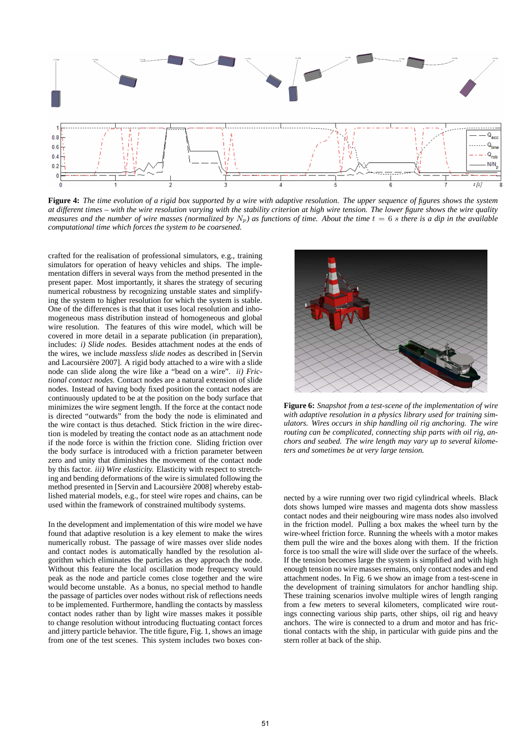**Figure 4:** *The time evolution of a rigid box supported by a wire with adaptive resolution. The upper sequence of figures shows the system at different times – with the wire resolution varying with the stability criterion at high wire tension. The lower figure shows the wire quality measures and the number of wire masses (normalized by $N_p$) as functions of time. About the time $t = 6$ s there is a dip in the available computational time which forces the system to be coarsened.*

crafted for the realisation of professional simulators, e.g., training simulators for operation of heavy vehicles and ships. The implementation differs in several ways from the method presented in the present paper. Most importantly, it shares the strategy of securing numerical robustness by recognizing unstable states and simplifying the system to higher resolution for which the system is stable. One of the differences is that that it uses local resolution and inhomogeneous mass distribution instead of homogeneous and global wire resolution. The features of this wire model, which will be covered in more detail in a separate publication (in preparation), includes: *i) Slide nodes.* Besides attachment nodes at the ends of the wires, we include *massless slide nodes* as described in [Servin and Lacoursière 2007]. A rigid body attached to a wire with a slide node can slide along the wire like a "bead on a wire". *ii) Frictional contact nodes.* Contact nodes are a natural extension of slide nodes. Instead of having body fixed position the contact nodes are continuously updated to be at the position on the body surface that minimizes the wire segment length. If the force at the contact node is directed "outwards" from the body the node is eliminated and the wire contact is thus detached. Stick friction in the wire direction is modeled by treating the contact node as an attachment node if the node force is within the friction cone. Sliding friction over the body surface is introduced with a friction parameter between zero and unity that diminishes the movement of the contact node by this factor. *iii) Wire elasticity.* Elasticity with respect to stretching and bending deformations of the wire is simulated following the method presented in [Servin and Lacoursière 2008] whereby established material models, e.g., for steel wire ropes and chains, can be used within the framework of constrained multibody systems.

In the development and implementation of this wire model we have found that adaptive resolution is a key element to make the wires numerically robust. The passage of wire masses over slide nodes and contact nodes is automatically handled by the resolution algorithm which eliminates the particles as they approach the node. Without this feature the local oscillation mode frequency would peak as the node and particle comes close together and the wire would become unstable. As a bonus, no special method to handle the passage of particles over nodes without risk of reflections needs to be implemented. Furthermore, handling the contacts by massless contact nodes rather than by light wire masses makes it possible to change resolution without introducing fluctuating contact forces and jittery particle behavior. The title figure, Fig. 1, shows an image from one of the test scenes. This system includes two boxes connected by a wire running over two rigid cylindrical wheels. Black dots shows lumped wire masses and magenta dots show massless contact nodes and their neigbouring wire mass nodes also involved in the friction model. Pulling a box makes the wheel turn by the wire-wheel friction force. Running the wheels with a motor makes them pull the wire and the boxes along with them. If the friction force is too small the wire will slide over the surface of the wheels. If the tension becomes large the system is simplified and with high enough tension no wire masses remains, only contact nodes and end attachment nodes. In Fig. 6 we show an image from a test-scene in the development of training simulators for anchor handling ship. These training scenarios involve multiple wires of length ranging from a few meters to several kilometers, complicated wire routings connecting various ship parts, other ships, oil rig and heavy anchors. The wire is connected to a drum and motor and has frictional contacts with the ship, in particular with guide pins and the stern roller at back of the ship.

**Figure 6:** *Snapshot from a test-scene of the implementation of wire with adaptive resolution in a physics library used for training simulators. Wires occurs in ship handling oil rig anchoring. The wire routing can be complicated, connecting ship parts with oil rig, anchors and seabed. The wire length may vary up to several kilometers and sometimes be at very large tension.*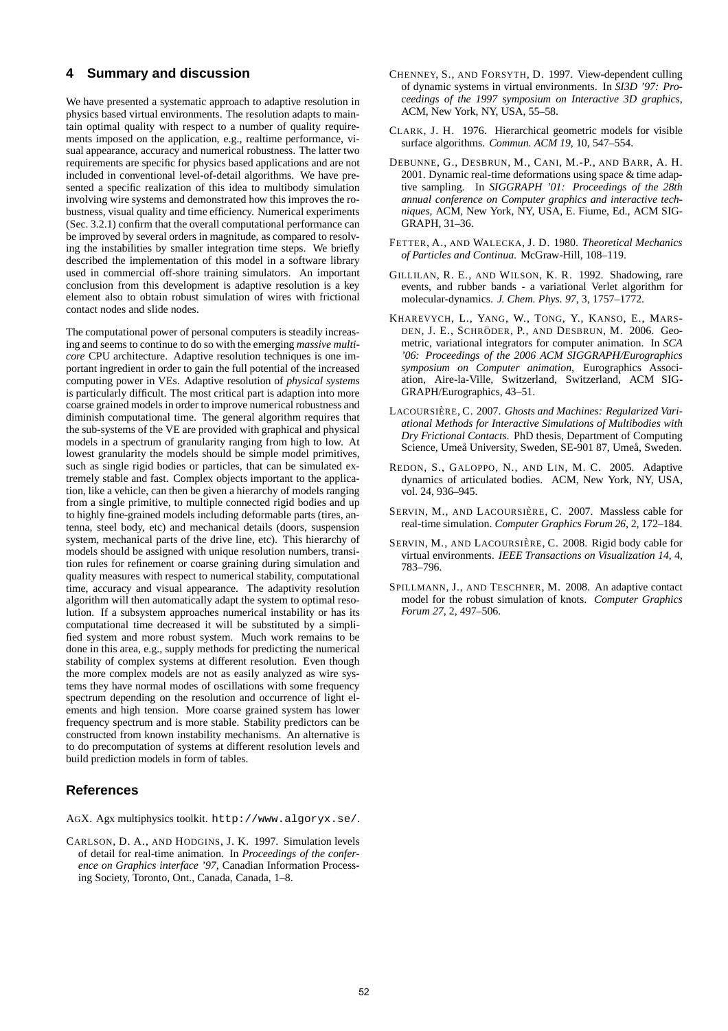## 4 Summary and discussion

We have presented a systematic approach to adaptive resolution in physics based virtual environments. The resolution adapts to maintain optimal quality with respect to a number of quality requirements imposed on the application, e.g., realtime performance, visual appearance, accuracy and numerical robustness. The latter two requirements are specific for physics based applications and are not included in conventional level-of-detail algorithms. We have presented a specific realization of this idea to multibody simulation involving wire systems and demonstrated how this improves the robustness, visual quality and time efficiency. Numerical experiments (Sec. 3.2.1) confirm that the overall computational performance can be improved by several orders in magnitude, as compared to resolving the instabilities by smaller integration time steps. We briefly described the implementation of this model in a software library used in commercial off-shore training simulators. An important conclusion from this development is adaptive resolution is a key element also to obtain robust simulation of wires with frictional contact nodes and slide nodes.

The computational power of personal computers is steadily increasing and seems to continue to do so with the emerging *massive multicore* CPU architecture. Adaptive resolution techniques is one important ingredient in order to gain the full potential of the increased computing power in VEs. Adaptive resolution of *physical systems* is particularly difficult. The most critical part is adaption into more coarse grained models in order to improve numerical robustness and diminish computational time. The general algorithm requires that the sub-systems of the VE are provided with graphical and physical models in a spectrum of granularity ranging from high to low. At lowest granularity the models should be simple model primitives, such as single rigid bodies or particles, that can be simulated extremely stable and fast. Complex objects important to the application, like a vehicle, can then be given a hierarchy of models ranging from a single primitive, to multiple connected rigid bodies and up to highly fine-grained models including deformable parts (tires, antenna, steel body, etc) and mechanical details (doors, suspension system, mechanical parts of the drive line, etc). This hierarchy of models should be assigned with unique resolution numbers, transition rules for refinement or coarse graining during simulation and quality measures with respect to numerical stability, computational time, accuracy and visual appearance. The adaptivity resolution algorithm will then automatically adapt the system to optimal resolution. If a subsystem approaches numerical instability or has its computational time decreased it will be substituted by a simplified system and more robust system. Much work remains to be done in this area, e.g., supply methods for predicting the numerical stability of complex systems at different resolution. Even though the more complex models are not as easily analyzed as wire systems they have normal modes of oscillations with some frequency spectrum depending on the resolution and occurrence of light elements and high tension. More coarse grained system has lower frequency spectrum and is more stable. Stability predictors can be constructed from known instability mechanisms. An alternative is to do precomputation of systems at different resolution levels and build prediction models in form of tables.

## References

AGX. Agx multiphysics toolkit. http://www.algoryx.se/.

CARLSON, D. A., AND HODGINS, J. K. 1997. Simulation levels of detail for real-time animation. In *Proceedings of the conference on Graphics interface '97*, Canadian Information Processing Society, Toronto, Ont., Canada, Canada, 1–8.

CHENNEY, S., AND FORSYTH, D. 1997. View-dependent culling of dynamic systems in virtual environments. In *SI3D '97: Proceedings of the 1997 symposium on Interactive 3D graphics*, ACM, New York, NY, USA, 55–58.

CLARK, J. H. 1976. Hierarchical geometric models for visible surface algorithms. *Commun. ACM 19*, 10, 547–554.

DEBUNNE, G., DESBRUN, M., CANI, M.-P., AND BARR, A. H. 2001. Dynamic real-time deformations using space & time adaptive sampling. In *SIGGRAPH '01: Proceedings of the 28th annual conference on Computer graphics and interactive techniques*, ACM, New York, NY, USA, E. Fiume, Ed., ACM SIGGRAPH, 31–36.

FETTER, A., AND WALECKA, J. D. 1980. *Theoretical Mechanics of Particles and Continua*. McGraw-Hill, 108–119.

GILLILAN, R. E., AND WILSON, K. R. 1992. Shadowing, rare events, and rubber bands - a variational Verlet algorithm for molecular-dynamics. *J. Chem. Phys. 97*, 3, 1757–1772.

KHAREVYCH, L., YANG, W., TONG, Y., KANSO, E., MARSDEN, J. E., SCHRÖDER, P., AND DESBRUN, M. 2006. Geometric, variational integrators for computer animation. In *SCA '06: Proceedings of the 2006 ACM SIGGRAPH/Eurographics symposium on Computer animation*, Eurographics Association, Aire-la-Ville, Switzerland, Switzerland, ACM SIGGRAPH/Eurographics, 43–51.

LACOURSIÈRE, C. 2007. *Ghosts and Machines: Regularized Variational Methods for Interactive Simulations of Multibodies with Dry Frictional Contacts*. PhD thesis, Department of Computing Science, Umeå University, Sweden, SE-901 87, Umeå, Sweden.

REDON, S., GALOPPO, N., AND LIN, M. C. 2005. Adaptive dynamics of articulated bodies. ACM, New York, NY, USA, vol. 24, 936–945.

SERVIN, M., AND LACOURSIÈRE, C. 2007. Massless cable for real-time simulation. *Computer Graphics Forum 26*, 2, 172–184.

SERVIN, M., AND LACOURSIÈRE, C. 2008. Rigid body cable for virtual environments. *IEEE Transactions on Visualization 14*, 4, 783–796.

SPILLMANN, J., AND TESCHNER, M. 2008. An adaptive contact model for the robust simulation of knots. *Computer Graphics Forum 27*, 2, 497–506.